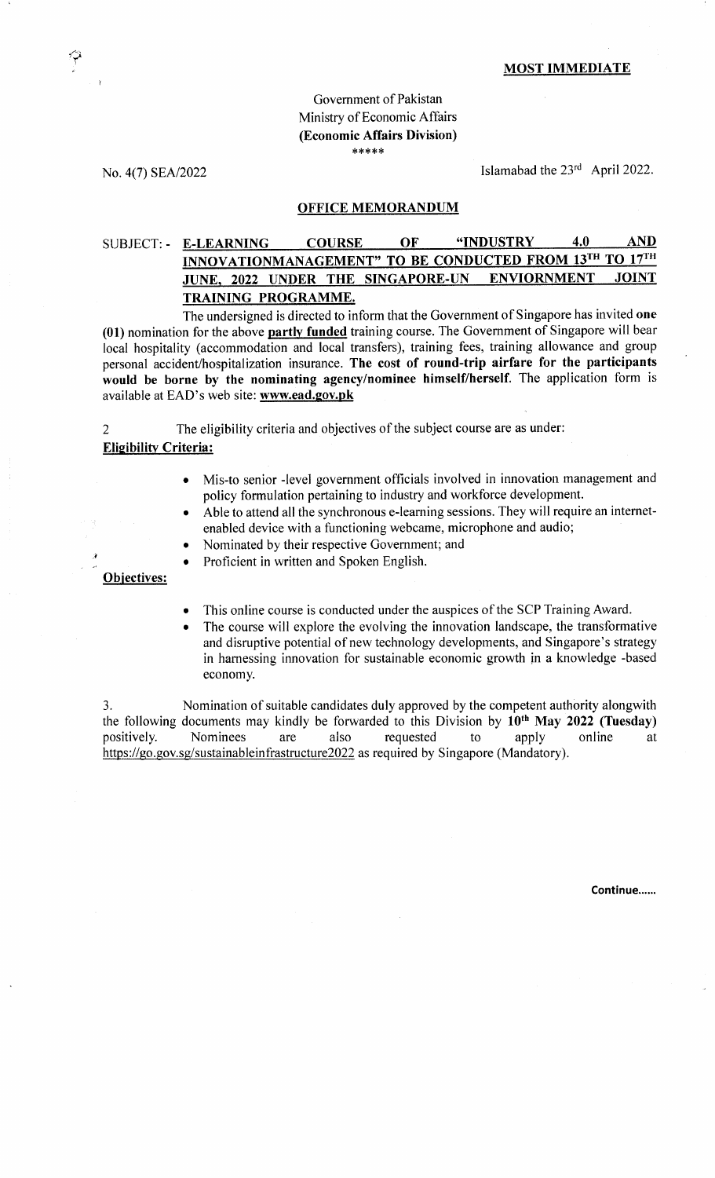**MOST IMMEDIATE**

Government of Pakistan
Ministry of Economic Affairs
**(Economic Affairs Division)**
\*\*\*\*\*

No. 4(7) SEA/2022

Islamabad the 23rd April 2022.

**OFFICE MEMORANDUM**

SUBJECT: - **E-LEARNING COURSE OF "INDUSTRY 4.0 AND INNOVATIONMANAGEMENT" TO BE CONDUCTED FROM 13TH TO 17TH JUNE, 2022 UNDER THE SINGAPORE-UN ENVIORNMENT JOINT TRAINING PROGRAMME.**

The undersigned is directed to inform that the Government of Singapore has invited **one (01)** nomination for the above **partly funded** training course. The Government of Singapore will bear local hospitality (accommodation and local transfers), training fees, training allowance and group personal accident/hospitalization insurance. **The cost of round-trip airfare for the participants would be borne by the nominating agency/nominee himself/herself**. The application form is available at EAD's web site: **www.ead.gov.pk**

2 The eligibility criteria and objectives of the subject course are as under:

**Eligibility Criteria:**

- Mis-to senior -level government officials involved in innovation management and policy formulation pertaining to industry and workforce development.
- Able to attend all the synchronous e-learning sessions. They will require an internet-enabled device with a functioning webcame, microphone and audio;
- Nominated by their respective Government; and
- Proficient in written and Spoken English.

**Objectives:**

- This online course is conducted under the auspices of the SCP Training Award.
- The course will explore the evolving the innovation landscape, the transformative and disruptive potential of new technology developments, and Singapore's strategy in harnessing innovation for sustainable economic growth in a knowledge -based economy.

3. Nomination of suitable candidates duly approved by the competent authority alongwith the following documents may kindly be forwarded to this Division by **10th May 2022 (Tuesday)** positively. Nominees are also requested to apply online at https://go.gov.sg/sustainableinfrastructure2022 as required by Singapore (Mandatory).

**Continue......**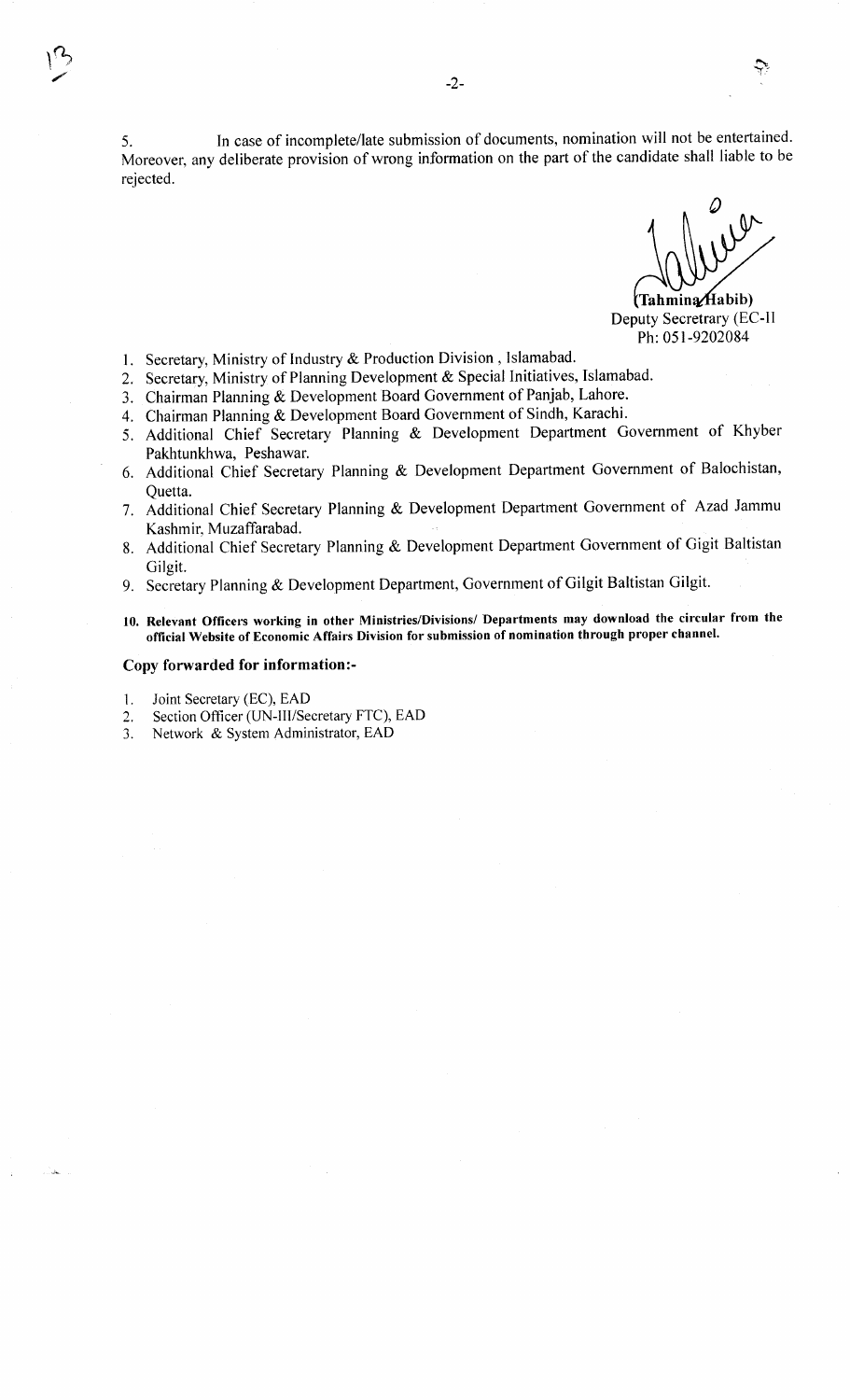5. In case of incomplete/late submission of documents, nomination will not be entertained. Moreover, any deliberate provision of wrong information on the part of the candidate shall liable to be rejected.

(Tahmina Habib)
Deputy Secretrary (EC-II
Ph: 051-9202084

1. Secretary, Ministry of Industry & Production Division , Islamabad.
2. Secretary, Ministry of Planning Development & Special Initiatives, Islamabad.
3. Chairman Planning & Development Board Government of Panjab, Lahore.
4. Chairman Planning & Development Board Government of Sindh, Karachi.
5. Additional Chief Secretary Planning & Development Department Government of Khyber Pakhtunkhwa, Peshawar.
6. Additional Chief Secretary Planning & Development Department Government of Balochistan, Quetta.
7. Additional Chief Secretary Planning & Development Department Government of Azad Jammu Kashmir, Muzaffarabad.
8. Additional Chief Secretary Planning & Development Department Government of Gigit Baltistan Gilgit.
9. Secretary Planning & Development Department, Government of Gilgit Baltistan Gilgit.
10. **Relevant Officers working in other Ministries/Divisions/ Departments may download the circular from the official Website of Economic Affairs Division for submission of nomination through proper channel.**

**Copy forwarded for information:-**

1. Joint Secretary (EC), EAD
2. Section Officer (UN-III/Secretary FTC), EAD
3. Network & System Administrator, EAD